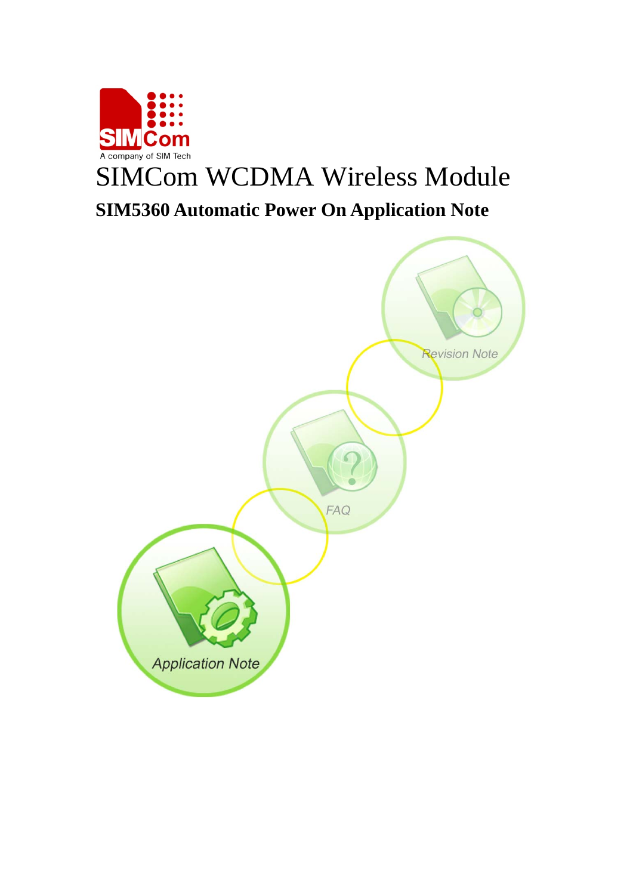# SIMCom WCDMA Wireless Module

## SIM5360 Automatic Power On Application Note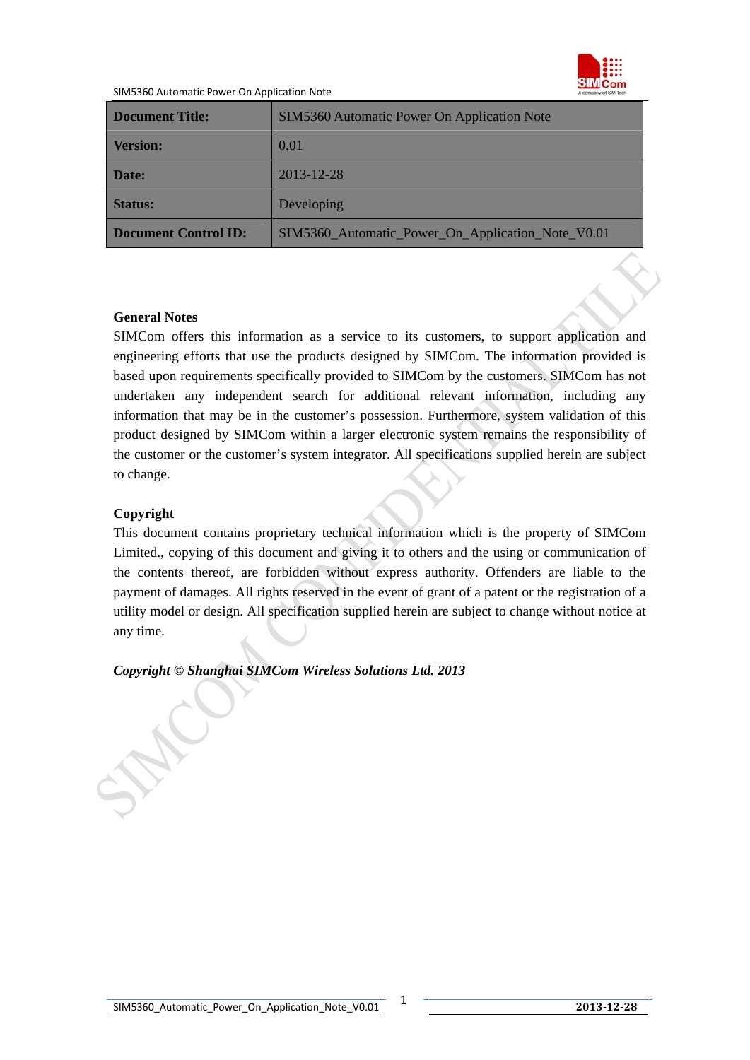| Document Title: | SIM5360 Automatic Power On Application Note |
|---|---|
| Version: | 0.01 |
| Date: | 2013-12-28 |
| Status: | Developing |
| Document Control ID: | SIM5360_Automatic_Power_On_Application_Note_V0.01 |

**General Notes**

SIMCom offers this information as a service to its customers, to support application and engineering efforts that use the products designed by SIMCom. The information provided is based upon requirements specifically provided to SIMCom by the customers. SIMCom has not undertaken any independent search for additional relevant information, including any information that may be in the customer's possession. Furthermore, system validation of this product designed by SIMCom within a larger electronic system remains the responsibility of the customer or the customer's system integrator. All specifications supplied herein are subject to change.

**Copyright**

This document contains proprietary technical information which is the property of SIMCom Limited., copying of this document and giving it to others and the using or communication of the contents thereof, are forbidden without express authority. Offenders are liable to the payment of damages. All rights reserved in the event of grant of a patent or the registration of a utility model or design. All specification supplied herein are subject to change without notice at any time.

***Copyright © Shanghai SIMCom Wireless Solutions Ltd. 2013***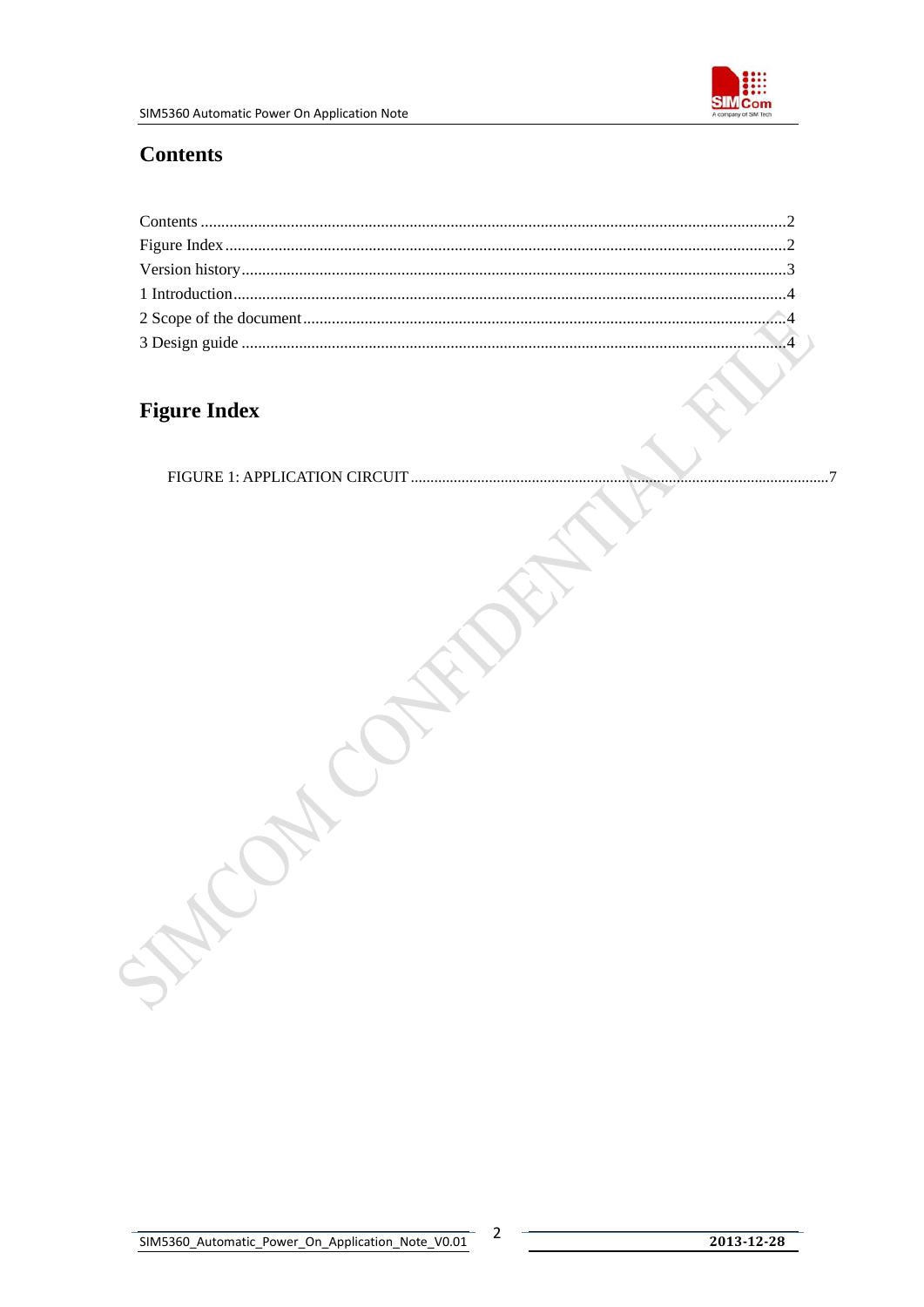# Contents

Contents ..........................................................................................................................................2
Figure Index .....................................................................................................................................2
Version history..................................................................................................................................3
1 Introduction....................................................................................................................................4
2 Scope of the document...................................................................................................................4
3 Design guide ...................................................................................................................................4

# Figure Index

FIGURE 1: APPLICATION CIRCUIT .......................................................................................................7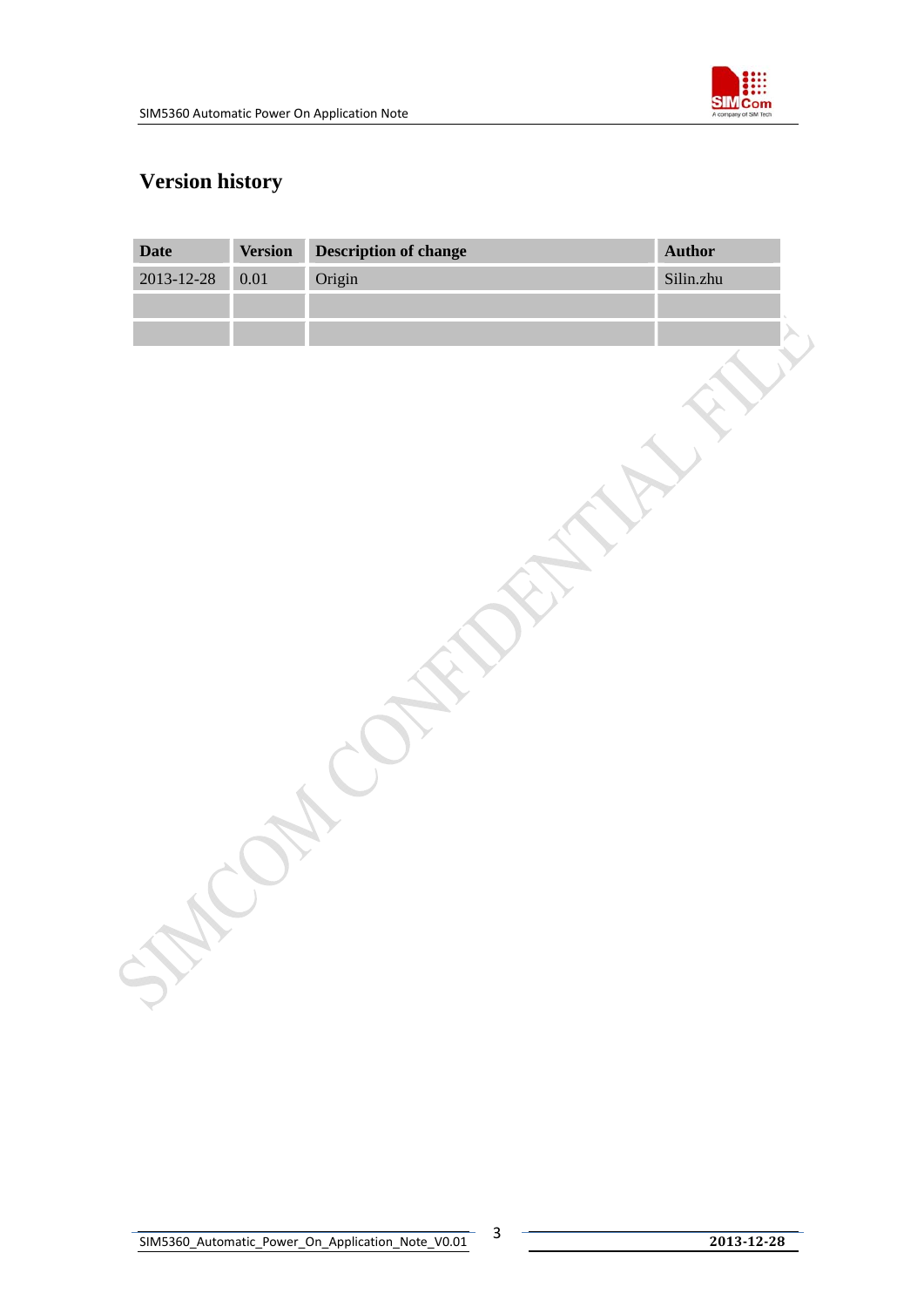# Version history

| Date | Version | Description of change | Author |
|---|---|---|---|
| 2013-12-28 | 0.01 | Origin | Silin.zhu |
| | | | |
| | | | |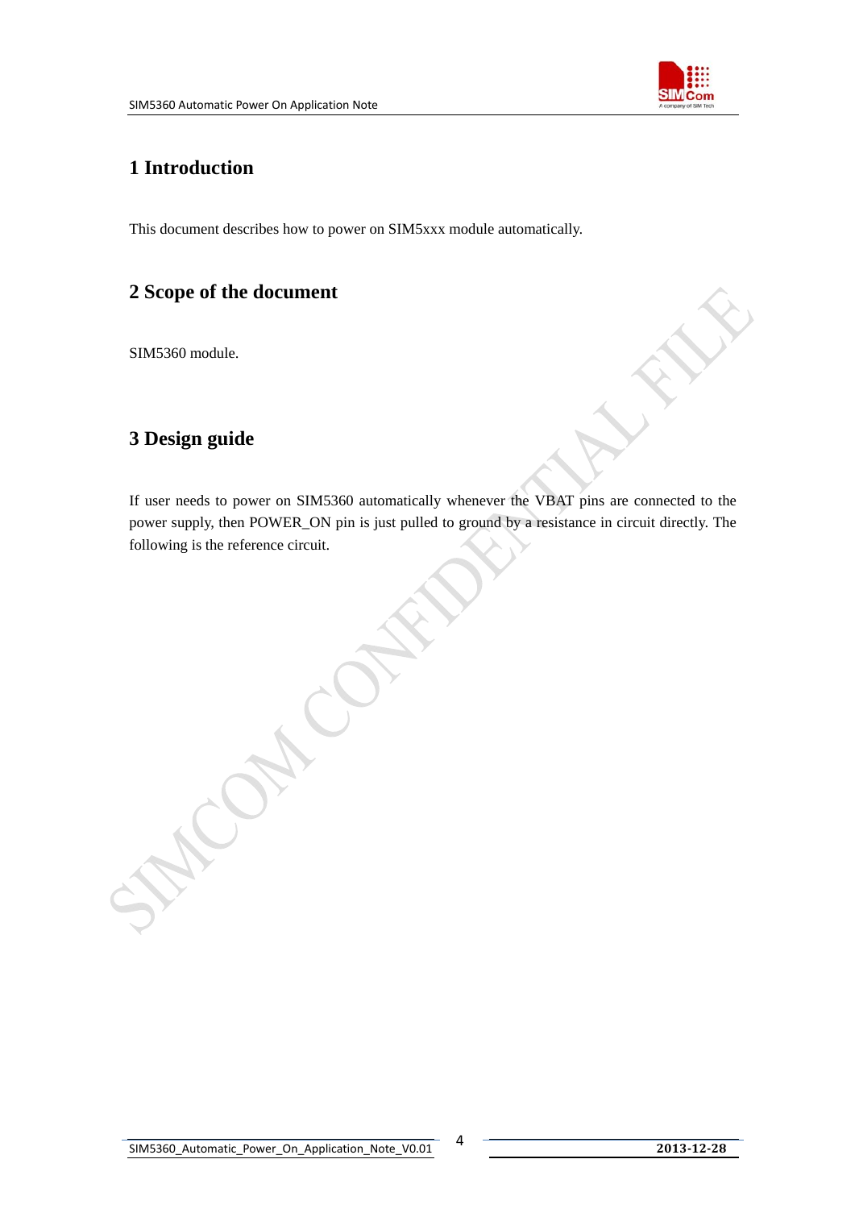# 1 Introduction

This document describes how to power on SIM5xxx module automatically.

# 2 Scope of the document

SIM5360 module.

# 3 Design guide

If user needs to power on SIM5360 automatically whenever the VBAT pins are connected to the power supply, then POWER_ON pin is just pulled to ground by a resistance in circuit directly. The following is the reference circuit.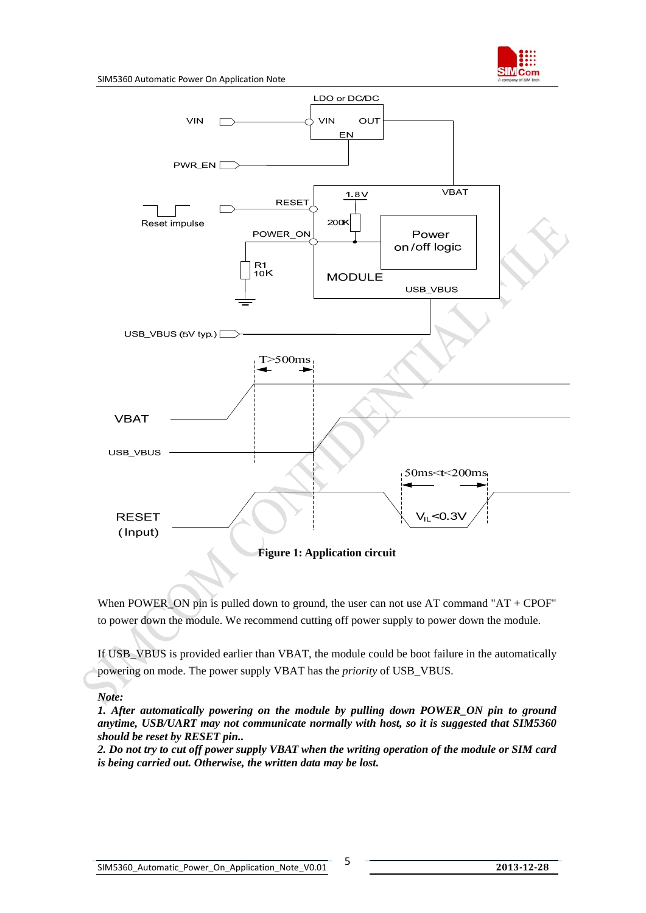Figure 1: Application circuit

When POWER_ON pin is pulled down to ground, the user can not use AT command "AT + CPOF" to power down the module. We recommend cutting off power supply to power down the module.

If USB_VBUS is provided earlier than VBAT, the module could be boot failure in the automatically powering on mode. The power supply VBAT has the *priority* of USB_VBUS.

***Note:***

***1. After automatically powering on the module by pulling down POWER_ON pin to ground anytime, USB/UART may not communicate normally with host, so it is suggested that SIM5360 should be reset by RESET pin..***

***2. Do not try to cut off power supply VBAT when the writing operation of the module or SIM card is being carried out. Otherwise, the written data may be lost.***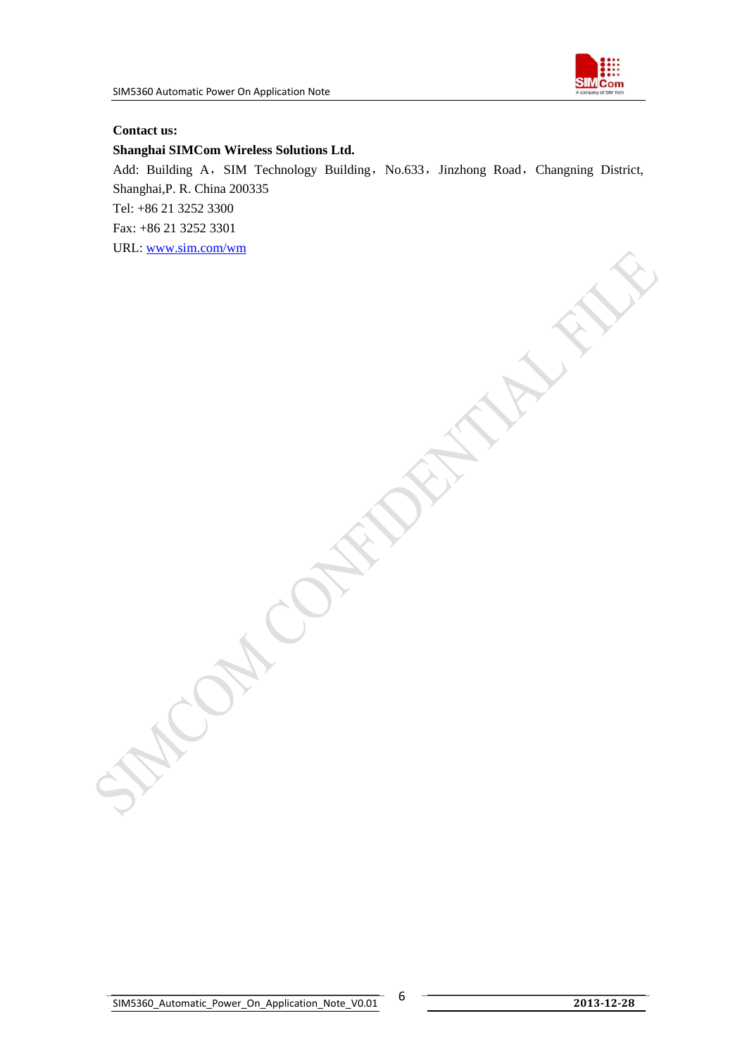**Contact us:**

**Shanghai SIMCom Wireless Solutions Ltd.**

Add: Building A，SIM Technology Building，No.633，Jinzhong Road，Changning District, Shanghai,P. R. China 200335

Tel: +86 21 3252 3300

Fax: +86 21 3252 3301

URL: www.sim.com/wm